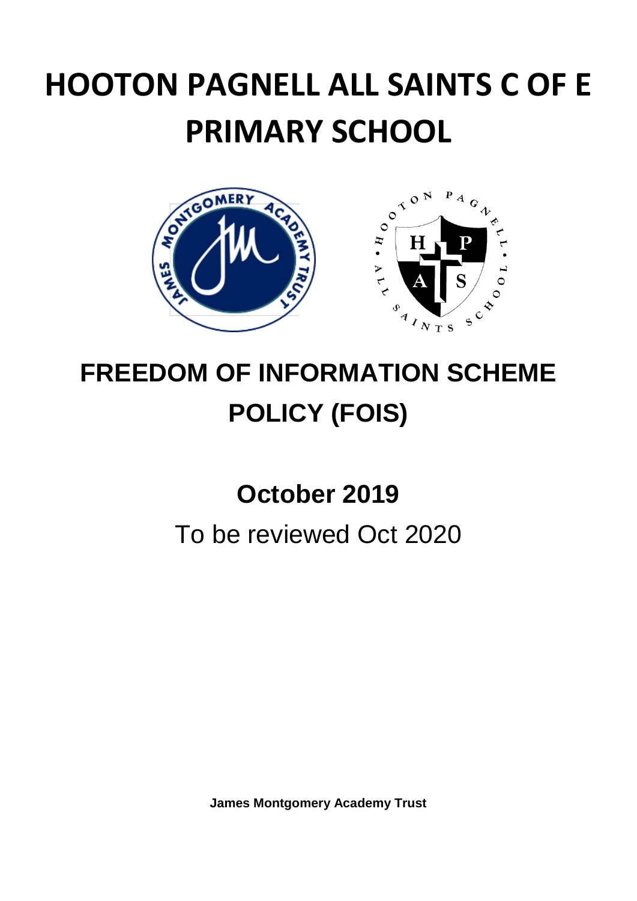# HOOTON PAGNELL ALL SAINTS C OF E PRIMARY SCHOOL

## FREEDOM OF INFORMATION SCHEME POLICY (FOIS)

**October 2019**

To be reviewed Oct 2020

**James Montgomery Academy Trust**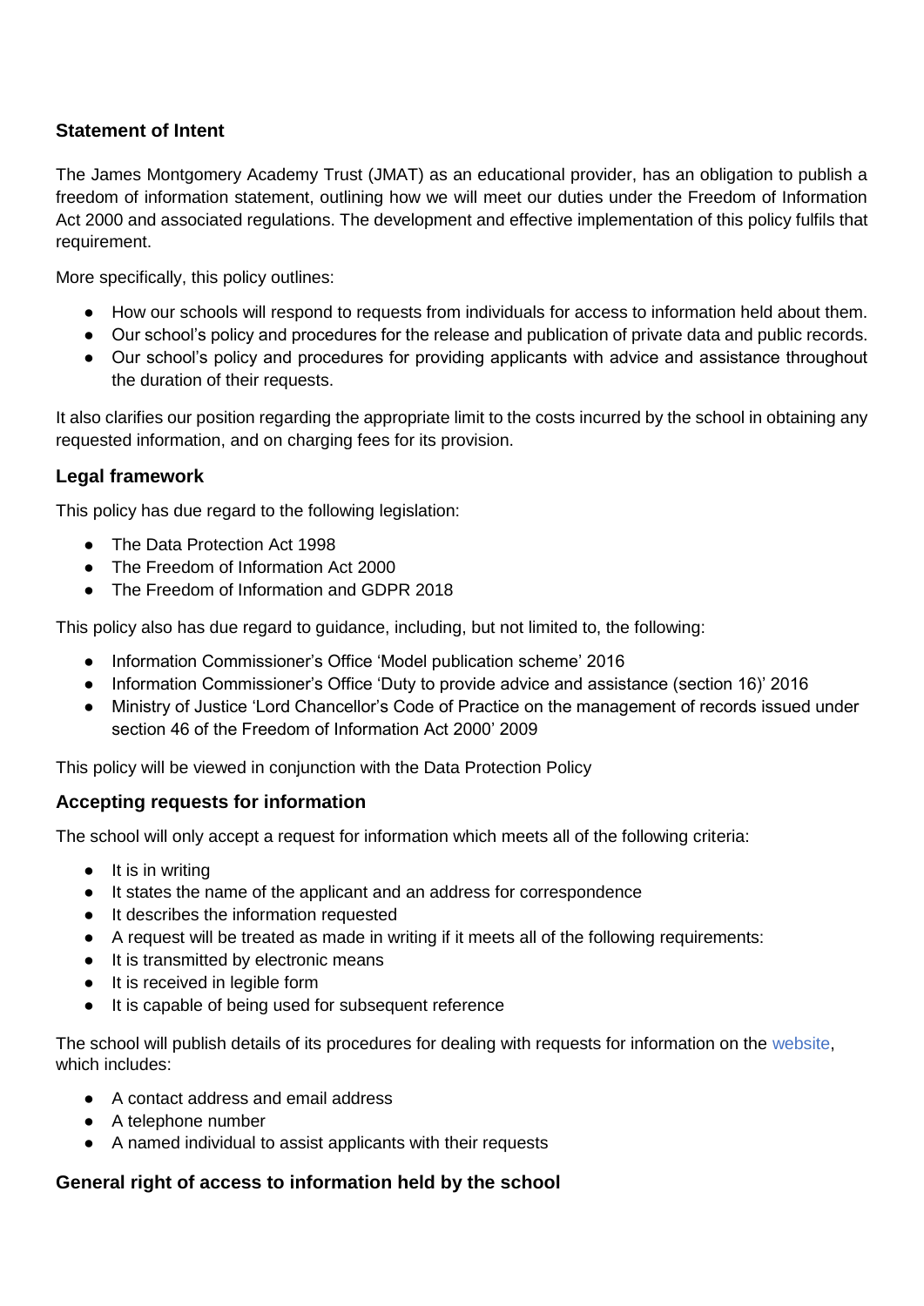### Statement of Intent

The James Montgomery Academy Trust (JMAT) as an educational provider, has an obligation to publish a freedom of information statement, outlining how we will meet our duties under the Freedom of Information Act 2000 and associated regulations. The development and effective implementation of this policy fulfils that requirement.

More specifically, this policy outlines:

- How our schools will respond to requests from individuals for access to information held about them.
- Our school's policy and procedures for the release and publication of private data and public records.
- Our school's policy and procedures for providing applicants with advice and assistance throughout the duration of their requests.

It also clarifies our position regarding the appropriate limit to the costs incurred by the school in obtaining any requested information, and on charging fees for its provision.

## Legal framework

This policy has due regard to the following legislation:

- The Data Protection Act 1998
- The Freedom of Information Act 2000
- The Freedom of Information and GDPR 2018

This policy also has due regard to guidance, including, but not limited to, the following:

- Information Commissioner's Office 'Model publication scheme' 2016
- Information Commissioner's Office 'Duty to provide advice and assistance (section 16)' 2016
- Ministry of Justice 'Lord Chancellor's Code of Practice on the management of records issued under section 46 of the Freedom of Information Act 2000' 2009

This policy will be viewed in conjunction with the Data Protection Policy

## Accepting requests for information

The school will only accept a request for information which meets all of the following criteria:

- It is in writing
- It states the name of the applicant and an address for correspondence
- It describes the information requested
- A request will be treated as made in writing if it meets all of the following requirements:
- It is transmitted by electronic means
- It is received in legible form
- It is capable of being used for subsequent reference

The school will publish details of its procedures for dealing with requests for information on the website, which includes:

- A contact address and email address
- A telephone number
- A named individual to assist applicants with their requests

## General right of access to information held by the school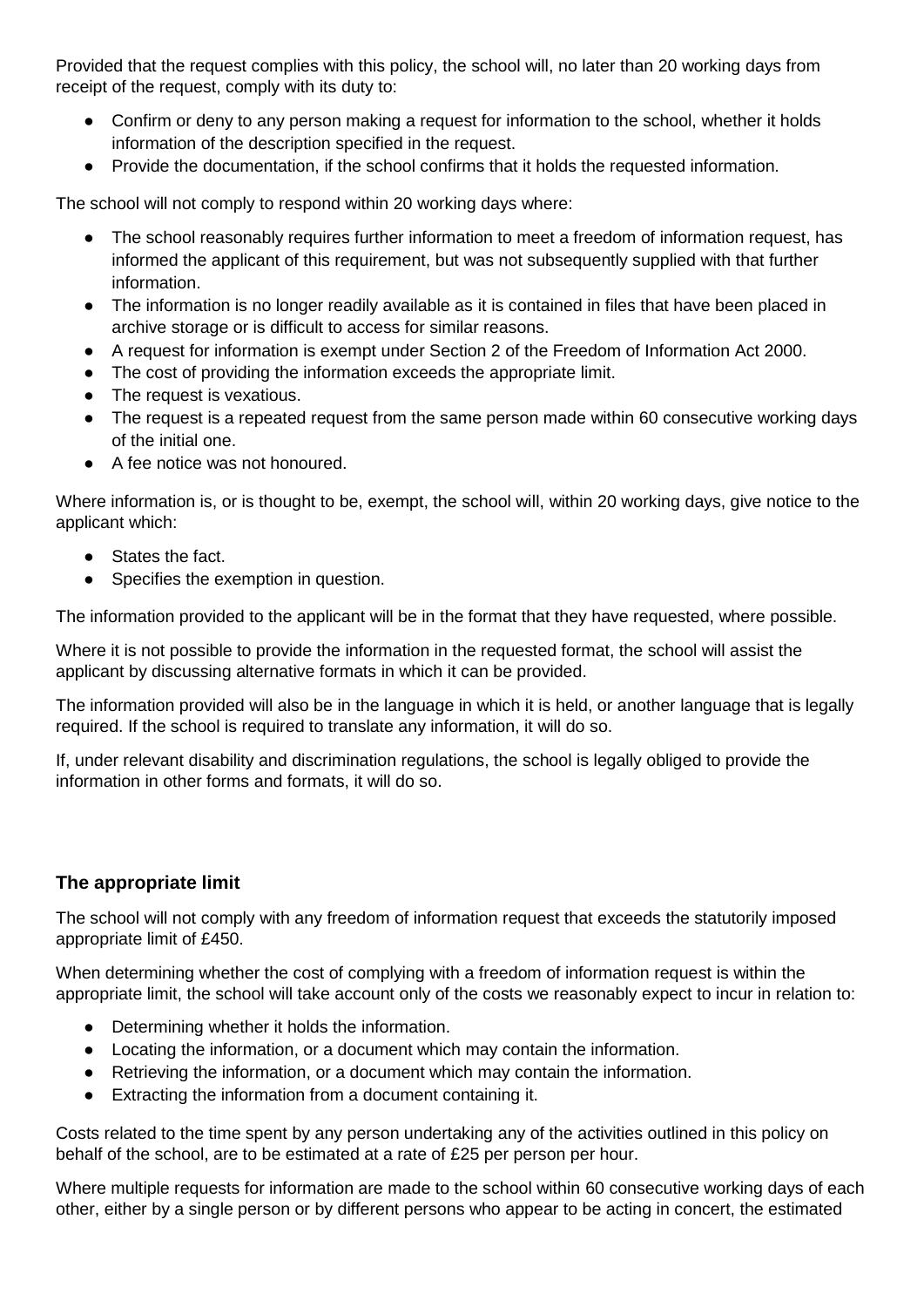Provided that the request complies with this policy, the school will, no later than 20 working days from receipt of the request, comply with its duty to:

- Confirm or deny to any person making a request for information to the school, whether it holds information of the description specified in the request.
- Provide the documentation, if the school confirms that it holds the requested information.

The school will not comply to respond within 20 working days where:

- The school reasonably requires further information to meet a freedom of information request, has informed the applicant of this requirement, but was not subsequently supplied with that further information.
- The information is no longer readily available as it is contained in files that have been placed in archive storage or is difficult to access for similar reasons.
- A request for information is exempt under Section 2 of the Freedom of Information Act 2000.
- The cost of providing the information exceeds the appropriate limit.
- The request is vexatious.
- The request is a repeated request from the same person made within 60 consecutive working days of the initial one.
- A fee notice was not honoured.

Where information is, or is thought to be, exempt, the school will, within 20 working days, give notice to the applicant which:

- States the fact.
- Specifies the exemption in question.

The information provided to the applicant will be in the format that they have requested, where possible.

Where it is not possible to provide the information in the requested format, the school will assist the applicant by discussing alternative formats in which it can be provided.

The information provided will also be in the language in which it is held, or another language that is legally required. If the school is required to translate any information, it will do so.

If, under relevant disability and discrimination regulations, the school is legally obliged to provide the information in other forms and formats, it will do so.

### The appropriate limit

The school will not comply with any freedom of information request that exceeds the statutorily imposed appropriate limit of £450.

When determining whether the cost of complying with a freedom of information request is within the appropriate limit, the school will take account only of the costs we reasonably expect to incur in relation to:

- Determining whether it holds the information.
- Locating the information, or a document which may contain the information.
- Retrieving the information, or a document which may contain the information.
- Extracting the information from a document containing it.

Costs related to the time spent by any person undertaking any of the activities outlined in this policy on behalf of the school, are to be estimated at a rate of £25 per person per hour.

Where multiple requests for information are made to the school within 60 consecutive working days of each other, either by a single person or by different persons who appear to be acting in concert, the estimated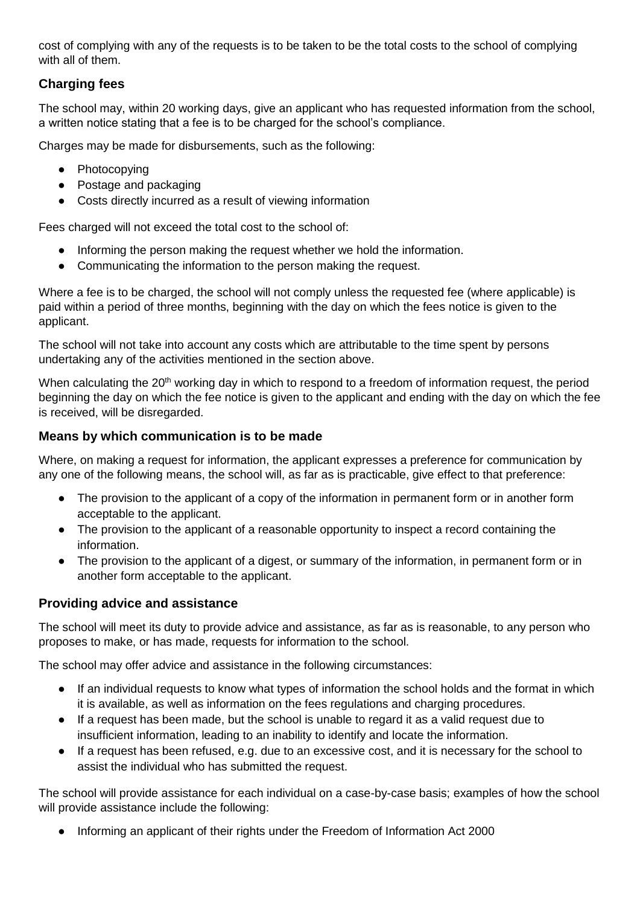cost of complying with any of the requests is to be taken to be the total costs to the school of complying with all of them.

### Charging fees

The school may, within 20 working days, give an applicant who has requested information from the school, a written notice stating that a fee is to be charged for the school's compliance.

Charges may be made for disbursements, such as the following:

- Photocopying
- Postage and packaging
- Costs directly incurred as a result of viewing information

Fees charged will not exceed the total cost to the school of:

- Informing the person making the request whether we hold the information.
- Communicating the information to the person making the request.

Where a fee is to be charged, the school will not comply unless the requested fee (where applicable) is paid within a period of three months, beginning with the day on which the fees notice is given to the applicant.

The school will not take into account any costs which are attributable to the time spent by persons undertaking any of the activities mentioned in the section above.

When calculating the 20th working day in which to respond to a freedom of information request, the period beginning the day on which the fee notice is given to the applicant and ending with the day on which the fee is received, will be disregarded.

### Means by which communication is to be made

Where, on making a request for information, the applicant expresses a preference for communication by any one of the following means, the school will, as far as is practicable, give effect to that preference:

- The provision to the applicant of a copy of the information in permanent form or in another form acceptable to the applicant.
- The provision to the applicant of a reasonable opportunity to inspect a record containing the information.
- The provision to the applicant of a digest, or summary of the information, in permanent form or in another form acceptable to the applicant.

### Providing advice and assistance

The school will meet its duty to provide advice and assistance, as far as is reasonable, to any person who proposes to make, or has made, requests for information to the school.

The school may offer advice and assistance in the following circumstances:

- If an individual requests to know what types of information the school holds and the format in which it is available, as well as information on the fees regulations and charging procedures.
- If a request has been made, but the school is unable to regard it as a valid request due to insufficient information, leading to an inability to identify and locate the information.
- If a request has been refused, e.g. due to an excessive cost, and it is necessary for the school to assist the individual who has submitted the request.

The school will provide assistance for each individual on a case-by-case basis; examples of how the school will provide assistance include the following:

- Informing an applicant of their rights under the Freedom of Information Act 2000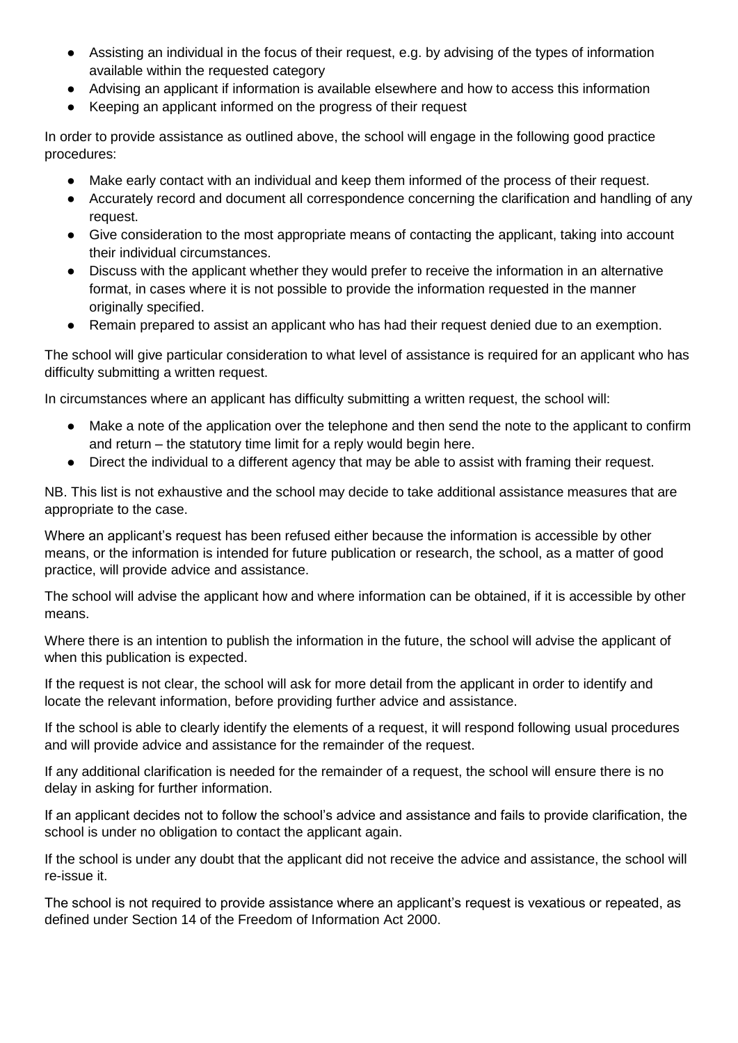- Assisting an individual in the focus of their request, e.g. by advising of the types of information available within the requested category
- Advising an applicant if information is available elsewhere and how to access this information
- Keeping an applicant informed on the progress of their request

In order to provide assistance as outlined above, the school will engage in the following good practice procedures:

- Make early contact with an individual and keep them informed of the process of their request.
- Accurately record and document all correspondence concerning the clarification and handling of any request.
- Give consideration to the most appropriate means of contacting the applicant, taking into account their individual circumstances.
- Discuss with the applicant whether they would prefer to receive the information in an alternative format, in cases where it is not possible to provide the information requested in the manner originally specified.
- Remain prepared to assist an applicant who has had their request denied due to an exemption.

The school will give particular consideration to what level of assistance is required for an applicant who has difficulty submitting a written request.

In circumstances where an applicant has difficulty submitting a written request, the school will:

- Make a note of the application over the telephone and then send the note to the applicant to confirm and return – the statutory time limit for a reply would begin here.
- Direct the individual to a different agency that may be able to assist with framing their request.

NB. This list is not exhaustive and the school may decide to take additional assistance measures that are appropriate to the case.

Where an applicant's request has been refused either because the information is accessible by other means, or the information is intended for future publication or research, the school, as a matter of good practice, will provide advice and assistance.

The school will advise the applicant how and where information can be obtained, if it is accessible by other means.

Where there is an intention to publish the information in the future, the school will advise the applicant of when this publication is expected.

If the request is not clear, the school will ask for more detail from the applicant in order to identify and locate the relevant information, before providing further advice and assistance.

If the school is able to clearly identify the elements of a request, it will respond following usual procedures and will provide advice and assistance for the remainder of the request.

If any additional clarification is needed for the remainder of a request, the school will ensure there is no delay in asking for further information.

If an applicant decides not to follow the school's advice and assistance and fails to provide clarification, the school is under no obligation to contact the applicant again.

If the school is under any doubt that the applicant did not receive the advice and assistance, the school will re-issue it.

The school is not required to provide assistance where an applicant's request is vexatious or repeated, as defined under Section 14 of the Freedom of Information Act 2000.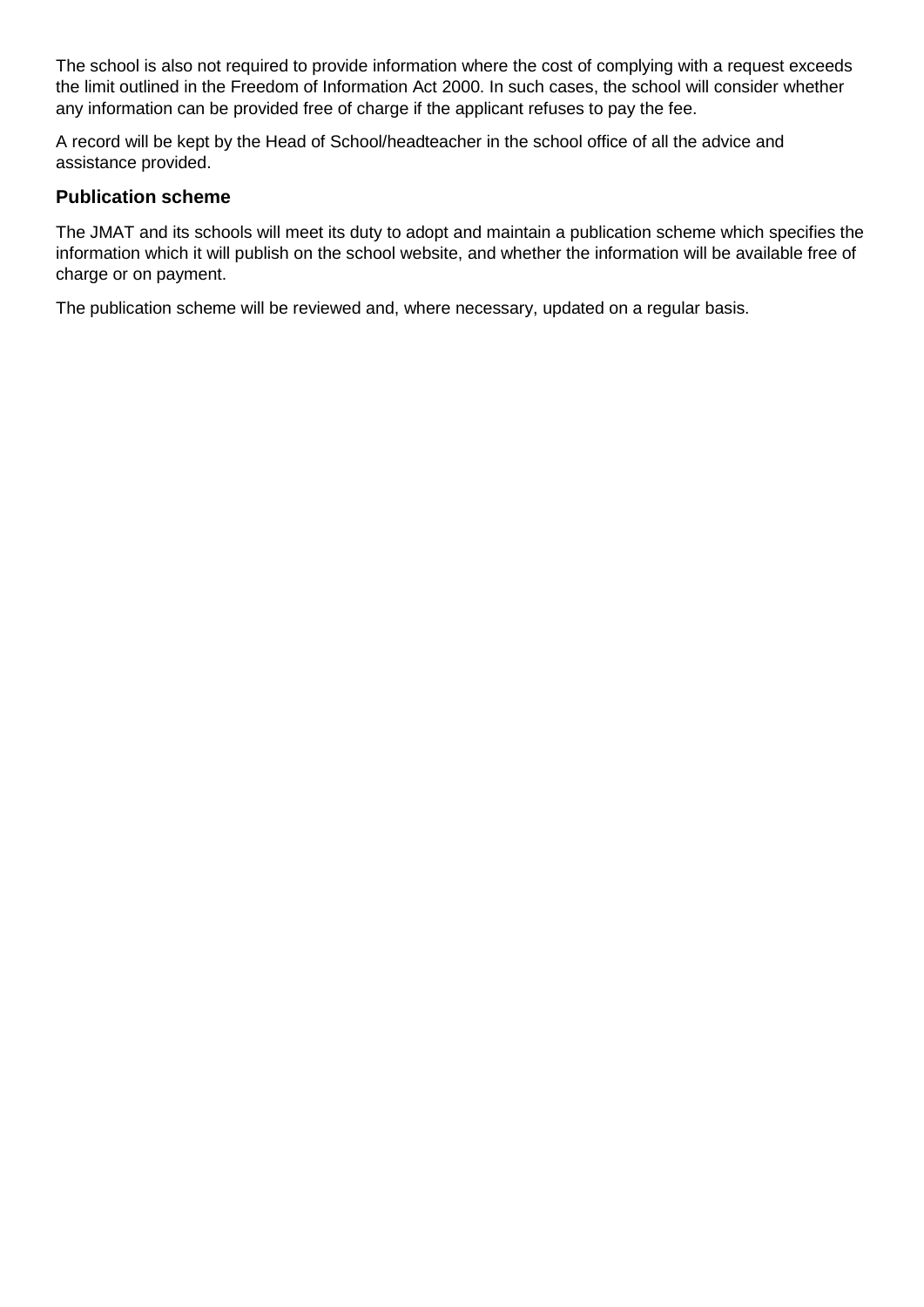The school is also not required to provide information where the cost of complying with a request exceeds the limit outlined in the Freedom of Information Act 2000. In such cases, the school will consider whether any information can be provided free of charge if the applicant refuses to pay the fee.

A record will be kept by the Head of School/headteacher in the school office of all the advice and assistance provided.

### Publication scheme

The JMAT and its schools will meet its duty to adopt and maintain a publication scheme which specifies the information which it will publish on the school website, and whether the information will be available free of charge or on payment.

The publication scheme will be reviewed and, where necessary, updated on a regular basis.